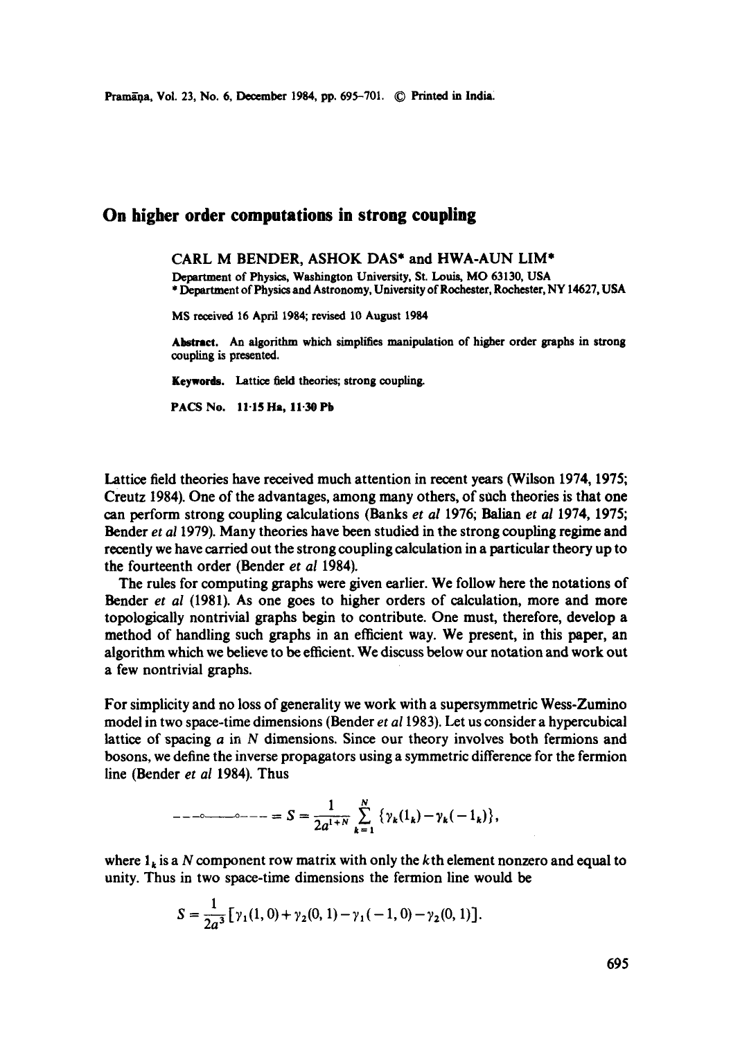# On higher order computations in strong coupling

CARL M BENDER, ASHOK DAS* and HWA-AUN LIM*

Department of Physics, Washington University, St. Louis, MO 63130, USA
* Department of Physics and Astronomy, University of Rochester, Rochester, NY 14627, USA

MS received 16 April 1984; revised 10 August 1984

**Abstract.** An algorithm which simplifies manipulation of higher order graphs in strong coupling is presented.

**Keywords.** Lattice field theories; strong coupling.

**PACS No.** 11·15 Ha, 11·30 Pb

Lattice field theories have received much attention in recent years (Wilson 1974, 1975; Creutz 1984). One of the advantages, among many others, of such theories is that one can perform strong coupling calculations (Banks *et al* 1976; Balian *et al* 1974, 1975; Bender *et al* 1979). Many theories have been studied in the strong coupling regime and recently we have carried out the strong coupling calculation in a particular theory up to the fourteenth order (Bender *et al* 1984).

The rules for computing graphs were given earlier. We follow here the notations of Bender *et al* (1981). As one goes to higher orders of calculation, more and more topologically nontrivial graphs begin to contribute. One must, therefore, develop a method of handling such graphs in an efficient way. We present, in this paper, an algorithm which we believe to be efficient. We discuss below our notation and work out a few nontrivial graphs.

For simplicity and no loss of generality we work with a supersymmetric Wess-Zumino model in two space-time dimensions (Bender *et al* 1983). Let us consider a hypercubical lattice of spacing $a$ in $N$ dimensions. Since our theory involves both fermions and bosons, we define the inverse propagators using a symmetric difference for the fermion line (Bender *et al* 1984). Thus

$$- - -\circ\!\!-\!\!\!-\!\!\!-\!\!\circ - - - = S = \frac{1}{2a^{1+N}} \sum_{k=1}^{N} \{\gamma_k(1_k) - \gamma_k(-1_k)\},$$

where $1_k$ is a $N$ component row matrix with only the $k$th element nonzero and equal to unity. Thus in two space-time dimensions the fermion line would be

$$S = \frac{1}{2a^3}[\gamma_1(1,0) + \gamma_2(0,1) - \gamma_1(-1,0) - \gamma_2(0,1)].$$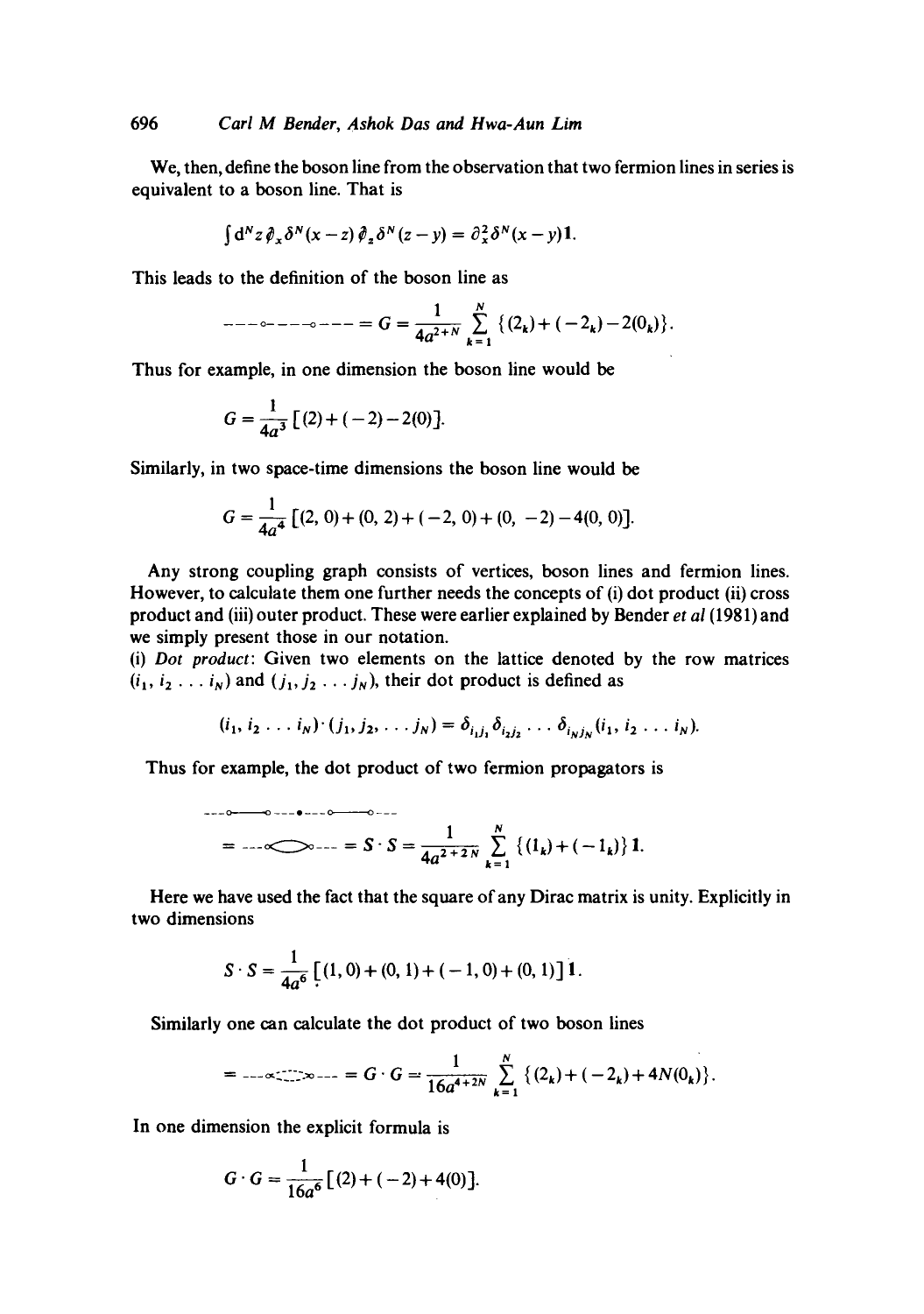We, then, define the boson line from the observation that two fermion lines in series is equivalent to a boson line. That is

$$\int d^N z \, \not{\partial}_x \delta^N(x-z) \, \not{\partial}_z \delta^N(z-y) = \partial_x^2 \delta^N(x-y) \mathbf{1}.$$

This leads to the definition of the boson line as

$$\text{---o---o---} = G = \frac{1}{4a^{2+N}} \sum_{k=1}^{N} \{(2_k) + (-2_k) - 2(0_k)\}.$$

Thus for example, in one dimension the boson line would be

$$G = \frac{1}{4a^3} [(2) + (-2) - 2(0)].$$

Similarly, in two space-time dimensions the boson line would be

$$G = \frac{1}{4a^4} [(2, 0) + (0, 2) + (-2, 0) + (0, -2) - 4(0, 0)].$$

Any strong coupling graph consists of vertices, boson lines and fermion lines. However, to calculate them one further needs the concepts of (i) dot product (ii) cross product and (iii) outer product. These were earlier explained by Bender *et al* (1981) and we simply present those in our notation.

(i) *Dot product*: Given two elements on the lattice denoted by the row matrices $(i_1, i_2 \ldots i_N)$ and $(j_1, j_2 \ldots j_N)$, their dot product is defined as

$$(i_1, i_2 \ldots i_N) \cdot (j_1, j_2, \ldots j_N) = \delta_{i_1 j_1} \delta_{i_2 j_2} \ldots \delta_{i_N j_N} (i_1, i_2 \ldots i_N).$$

Thus for example, the dot product of two fermion propagators is

$$= S \cdot S = \frac{1}{4a^{2+2N}} \sum_{k=1}^{N} \{(1_k) + (-1_k)\} \mathbf{1}.$$

Here we have used the fact that the square of any Dirac matrix is unity. Explicitly in two dimensions

$$S \cdot S = \frac{1}{4a^6} [(1, 0) + (0, 1) + (-1, 0) + (0, 1)] \mathbf{1}.$$

Similarly one can calculate the dot product of two boson lines

$$= G \cdot G = \frac{1}{16a^{4+2N}} \sum_{k=1}^{N} \{(2_k) + (-2_k) + 4N(0_k)\}.$$

In one dimension the explicit formula is

$$G \cdot G = \frac{1}{16a^6} [(2) + (-2) + 4(0)].$$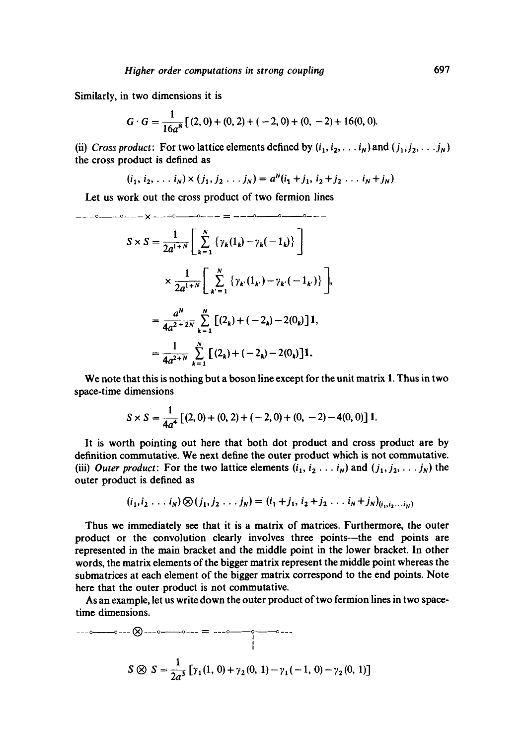Similarly, in two dimensions it is

$$G \cdot G = \frac{1}{16a^8}[(2,0)+(0,2)+(-2,0)+(0,-2)+16(0,0).$$

(ii) *Cross product*: For two lattice elements defined by $(i_1, i_2, \ldots i_N)$ and $(j_1, j_2, \ldots j_N)$ the cross product is defined as

$$(i_1, i_2, \ldots i_N) \times (j_1, j_2 \ldots j_N) = a^N (i_1 + j_1, i_2 + j_2 \ldots i_N + j_N)$$

Let us work out the cross product of two fermion lines

---o———o--- × ---o———o--- = ---o———o———o---

$$S \times S = \frac{1}{2a^{1+N}}\left[\sum_{k=1}^{N} \{\gamma_k(1_k) - \gamma_k(-1_k)\}\right]$$

$$\times \frac{1}{2a^{1+N}}\left[\sum_{k'=1}^{N} \{\gamma_{k'}(1_{k'}) - \gamma_{k'}(-1_{k'})\}\right],$$

$$= \frac{a^N}{4a^{2+2N}} \sum_{k=1}^{N} [(2_k) + (-2_k) - 2(0_k)]\,\mathbf{1},$$

$$= \frac{1}{4a^{2+N}} \sum_{k=1}^{N} [(2_k) + (-2_k) - 2(0_k)]\,\mathbf{1}.$$

We note that this is nothing but a boson line except for the unit matrix **1**. Thus in two space-time dimensions

$$S \times S = \frac{1}{4a^4}[(2,0)+(0,2)+(-2,0)+(0,-2)-4(0,0)]\,\mathbf{1}.$$

It is worth pointing out here that both dot product and cross product are by definition commutative. We next define the outer product which is not commutative.

(iii) *Outer product*: For the two lattice elements $(i_1, i_2 \ldots i_N)$ and $(j_1, j_2, \ldots j_N)$ the outer product is defined as

$$(i_1, i_2 \ldots i_N) \otimes (j_1, j_2 \ldots j_N) = (i_1 + j_1, i_2 + j_2 \ldots i_N + j_N)_{(i_1, i_2 \ldots i_N)}$$

Thus we immediately see that it is a matrix of matrices. Furthermore, the outer product or the convolution clearly involves three points—the end points are represented in the main bracket and the middle point in the lower bracket. In other words, the matrix elements of the bigger matrix represent the middle point whereas the submatrices at each element of the bigger matrix correspond to the end points. Note here that the outer product is not commutative.

As an example, let us write down the outer product of two fermion lines in two space-time dimensions.

---o———o--- ⊗ ---o———o--- = ---o———o———o---

$$S \otimes S = \frac{1}{2a^3}[\gamma_1(1,0) + \gamma_2(0,1) - \gamma_1(-1,0) - \gamma_2(0,1)]$$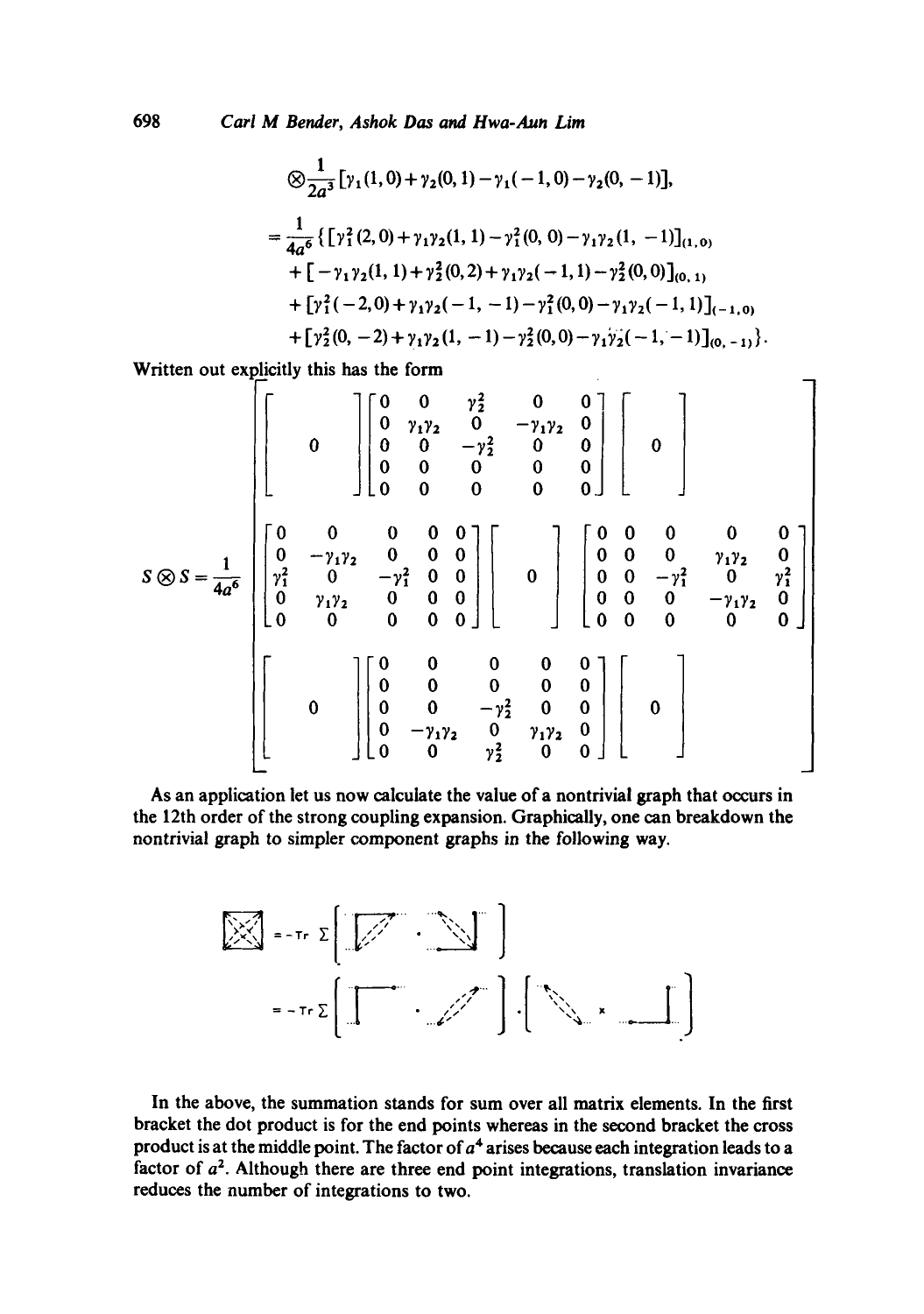$$\otimes \frac{1}{2a^3}[\gamma_1(1,0)+\gamma_2(0,1)-\gamma_1(-1,0)-\gamma_2(0,-1)],$$

$$= \frac{1}{4a^6}\{[\gamma_1^2(2,0)+\gamma_1\gamma_2(1,1)-\gamma_1^2(0,0)-\gamma_1\gamma_2(1,-1)]_{(1,0)}$$
$$+[-\gamma_1\gamma_2(1,1)+\gamma_2^2(0,2)+\gamma_1\gamma_2(-1,1)-\gamma_2^2(0,0)]_{(0,1)}$$
$$+[\gamma_1^2(-2,0)+\gamma_1\gamma_2(-1,-1)-\gamma_1^2(0,0)-\gamma_1\gamma_2(-1,1)]_{(-1,0)}$$
$$+[\gamma_2^2(0,-2)+\gamma_1\gamma_2(1,-1)-\gamma_2^2(0,0)-\gamma_1\gamma_2(-1,-1)]_{(0,-1)}\}.$$

Written out explicitly this has the form

$$S\otimes S=\frac{1}{4a^6}\begin{bmatrix}
\begin{bmatrix} \\ 0 \\ \\ \end{bmatrix} & \begin{bmatrix} 0 & 0 & \gamma_2^2 & 0 & 0 \\ 0 & \gamma_1\gamma_2 & 0 & -\gamma_1\gamma_2 & 0 \\ 0 & 0 & -\gamma_2^2 & 0 & 0 \\ 0 & 0 & 0 & 0 & 0 \\ 0 & 0 & 0 & 0 & 0 \end{bmatrix} & \begin{bmatrix} \\ 0 \\ \\ \end{bmatrix} \\
\begin{bmatrix} 0 & 0 & 0 & 0 & 0 \\ 0 & -\gamma_1\gamma_2 & 0 & 0 & 0 \\ \gamma_1^2 & 0 & -\gamma_1^2 & 0 & 0 \\ 0 & \gamma_1\gamma_2 & 0 & 0 & 0 \\ 0 & 0 & 0 & 0 & 0 \end{bmatrix} & \begin{bmatrix} \\ 0 \\ \\ \end{bmatrix} & \begin{bmatrix} 0 & 0 & 0 & 0 & 0 \\ 0 & 0 & 0 & \gamma_1\gamma_2 & 0 \\ 0 & 0 & -\gamma_1^2 & 0 & \gamma_1^2 \\ 0 & 0 & 0 & -\gamma_1\gamma_2 & 0 \\ 0 & 0 & 0 & 0 & 0 \end{bmatrix} \\
\begin{bmatrix} \\ 0 \\ \\ \end{bmatrix} & \begin{bmatrix} 0 & 0 & 0 & 0 & 0 \\ 0 & 0 & 0 & 0 & 0 \\ 0 & 0 & -\gamma_2^2 & 0 & 0 \\ 0 & -\gamma_1\gamma_2 & 0 & \gamma_1\gamma_2 & 0 \\ 0 & 0 & \gamma_2^2 & 0 & 0 \end{bmatrix} & \begin{bmatrix} \\ 0 \\ \\ \end{bmatrix}
\end{bmatrix}$$

As an application let us now calculate the value of a nontrivial graph that occurs in the 12th order of the strong coupling expansion. Graphically, one can breakdown the nontrivial graph to simpler component graphs in the following way.

$$[\text{graph}] = -\mathrm{Tr}\,\Sigma\left[[\text{graph}]\cdot[\text{graph}]\right]$$

$$= -\mathrm{Tr}\,\Sigma\left[[\text{graph}]\cdot[\text{graph}]\right]\cdot\left[[\text{graph}]\times[\text{graph}]\right]$$

In the above, the summation stands for sum over all matrix elements. In the first bracket the dot product is for the end points whereas in the second bracket the cross product is at the middle point. The factor of $a^4$ arises because each integration leads to a factor of $a^2$. Although there are three end point integrations, translation invariance reduces the number of integrations to two.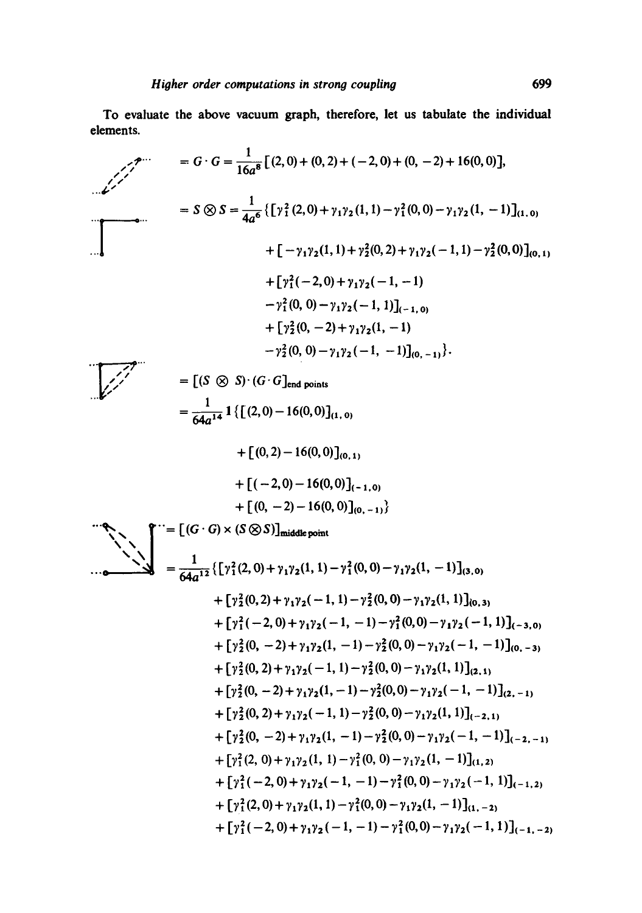To evaluate the above vacuum graph, therefore, let us tabulate the individual elements.

$$= G \cdot G = \frac{1}{16a^8}[(2,0)+(0,2)+(-2,0)+(0,-2)+16(0,0)],$$

$$= S \otimes S = \frac{1}{4a^6}\{[\gamma_1^2(2,0)+\gamma_1\gamma_2(1,1)-\gamma_1^2(0,0)-\gamma_1\gamma_2(1,-1)]_{(1,0)}$$

$$+[-\gamma_1\gamma_2(1,1)+\gamma_2^2(0,2)+\gamma_1\gamma_2(-1,1)-\gamma_2^2(0,0)]_{(0,1)}$$

$$+[\gamma_1^2(-2,0)+\gamma_1\gamma_2(-1,-1)$$

$$-\gamma_1^2(0,0)-\gamma_1\gamma_2(-1,1)]_{(-1,0)}$$

$$+[\gamma_2^2(0,-2)+\gamma_1\gamma_2(1,-1)$$

$$-\gamma_2^2(0,0)-\gamma_1\gamma_2(-1,-1)]_{(0,-1)}\}.$$

$$= [(S\otimes S)\cdot(G\cdot G]_{\text{end points}}$$

$$= \frac{1}{64a^{14}}1\{[(2,0)-16(0,0)]_{(1,0)}$$

$$+[(0,2)-16(0,0)]_{(0,1)}$$

$$+[(-2,0)-16(0,0)]_{(-1,0)}$$

$$+[(0,-2)-16(0,0)]_{(0,-1)}\}$$

$$= [(G\cdot G)\times(S\otimes S)]_{\text{middle point}}$$

$$= \frac{1}{64a^{12}}\{[\gamma_1^2(2,0)+\gamma_1\gamma_2(1,1)-\gamma_1^2(0,0)-\gamma_1\gamma_2(1,-1)]_{(3,0)}$$

$$+[\gamma_2^2(0,2)+\gamma_1\gamma_2(-1,1)-\gamma_2^2(0,0)-\gamma_1\gamma_2(1,1)]_{(0,3)}$$

$$+[\gamma_1^2(-2,0)+\gamma_1\gamma_2(-1,-1)-\gamma_1^2(0,0)-\gamma_1\gamma_2(-1,1)]_{(-3,0)}$$

$$+[\gamma_2^2(0,-2)+\gamma_1\gamma_2(1,-1)-\gamma_2^2(0,0)-\gamma_1\gamma_2(-1,-1)]_{(0,-3)}$$

$$+[\gamma_2^2(0,2)+\gamma_1\gamma_2(-1,1)-\gamma_2^2(0,0)-\gamma_1\gamma_2(1,1)]_{(2,1)}$$

$$+[\gamma_2^2(0,-2)+\gamma_1\gamma_2(1,-1)-\gamma_2^2(0,0)-\gamma_1\gamma_2(-1,-1)]_{(2,-1)}$$

$$+[\gamma_2^2(0,2)+\gamma_1\gamma_2(-1,1)-\gamma_2^2(0,0)-\gamma_1\gamma_2(1,1)]_{(-2,1)}$$

$$+[\gamma_2^2(0,-2)+\gamma_1\gamma_2(1,-1)-\gamma_2^2(0,0)-\gamma_1\gamma_2(-1,-1)]_{(-2,-1)}$$

$$+[\gamma_1^2(2,0)+\gamma_1\gamma_2(1,1)-\gamma_1^2(0,0)-\gamma_1\gamma_2(1,-1)]_{(1,2)}$$

$$+[\gamma_1^2(-2,0)+\gamma_1\gamma_2(-1,-1)-\gamma_1^2(0,0)-\gamma_1\gamma_2(-1,1)]_{(-1,2)}$$

$$+[\gamma_1^2(2,0)+\gamma_1\gamma_2(1,1)-\gamma_1^2(0,0)-\gamma_1\gamma_2(1,-1)]_{(1,-2)}$$

$$+[\gamma_1^2(-2,0)+\gamma_1\gamma_2(-1,-1)-\gamma_1^2(0,0)-\gamma_1\gamma_2(-1,1)]_{(-1,-2)}$$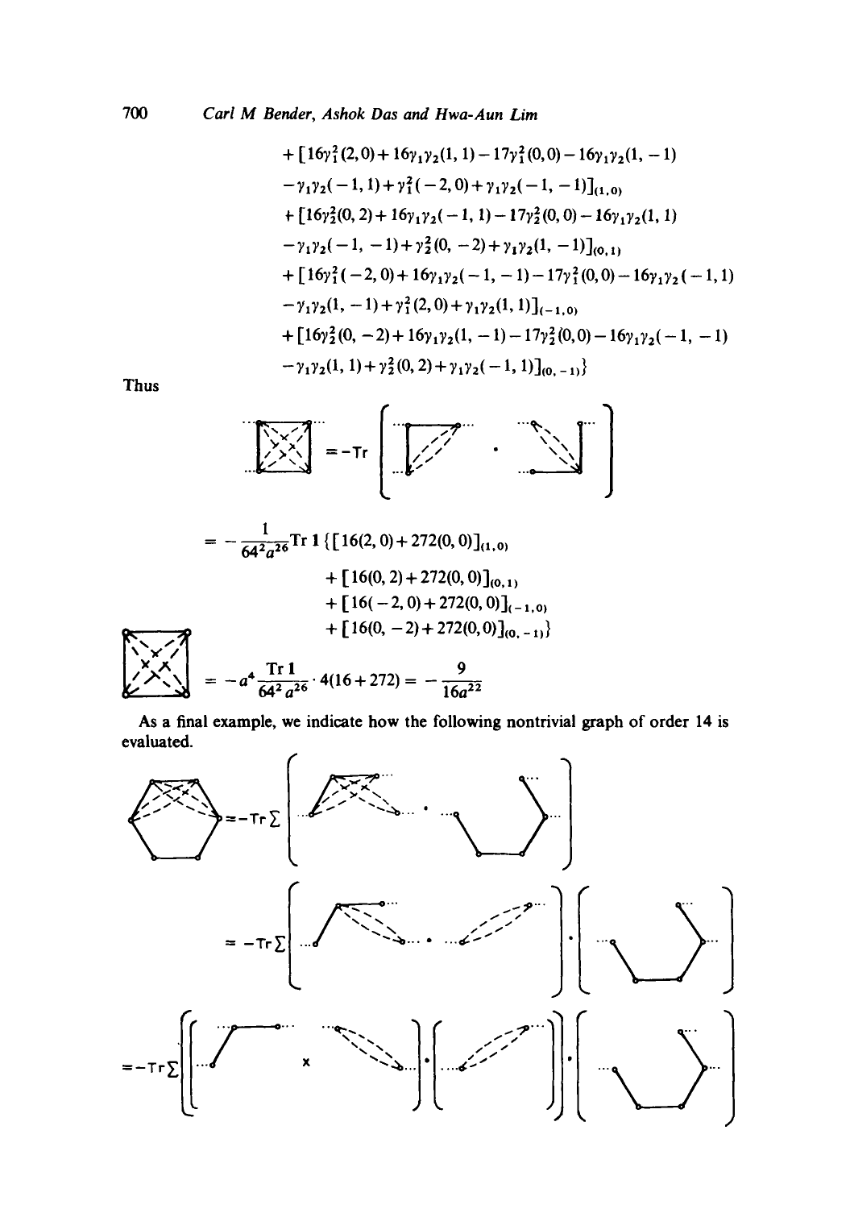$$
\begin{aligned}
&+[16\gamma_1^2(2,0)+16\gamma_1\gamma_2(1,1)-17\gamma_1^2(0,0)-16\gamma_1\gamma_2(1,-1)\\
&-\gamma_1\gamma_2(-1,1)+\gamma_1^2(-2,0)+\gamma_1\gamma_2(-1,-1)]_{(1,0)}\\
&+[16\gamma_2^2(0,2)+16\gamma_1\gamma_2(-1,1)-17\gamma_2^2(0,0)-16\gamma_1\gamma_2(1,1)\\
&-\gamma_1\gamma_2(-1,-1)+\gamma_2^2(0,-2)+\gamma_1\gamma_2(1,-1)]_{(0,1)}\\
&+[16\gamma_1^2(-2,0)+16\gamma_1\gamma_2(-1,-1)-17\gamma_1^2(0,0)-16\gamma_1\gamma_2(-1,1)\\
&-\gamma_1\gamma_2(1,-1)+\gamma_1^2(2,0)+\gamma_1\gamma_2(1,1)]_{(-1,0)}\\
&+[16\gamma_2^2(0,-2)+16\gamma_1\gamma_2(1,-1)-17\gamma_2^2(0,0)-16\gamma_1\gamma_2(-1,-1)\\
&-\gamma_1\gamma_2(1,1)+\gamma_2^2(0,2)+\gamma_1\gamma_2(-1,1)]_{(0,-1)}\}
\end{aligned}
$$

Thus

$$
[\text{graph}] = -\mathrm{Tr}\left[\,[\text{graph}]\cdot[\text{graph}]\,\right]
$$

$$
\begin{aligned}
= -\frac{1}{64^2 a^{26}}\mathrm{Tr}\,1\,\{&[16(2,0)+272(0,0)]_{(1,0)}\\
&+[16(0,2)+272(0,0)]_{(0,1)}\\
&+[16(-2,0)+272(0,0)]_{(-1,0)}\\
&+[16(0,-2)+272(0,0)]_{(0,-1)}\}
\end{aligned}
$$

$$
[\text{graph}] = -a^4\frac{\mathrm{Tr}\,1}{64^2 a^{26}}\cdot 4(16+272) = -\frac{9}{16a^{22}}
$$

As a final example, we indicate how the following nontrivial graph of order 14 is evaluated.

$$
[\text{graph}] = -\mathrm{Tr}\sum\left[\,[\text{graph}]\cdot[\text{graph}]\,\right]
$$

$$
= -\mathrm{Tr}\sum\left[\,[\text{graph}]\cdot[\text{graph}]\,\right]\cdot\left[\,[\text{graph}]\,\right]
$$

$$
= -\mathrm{Tr}\sum\left\{\left[\,[\text{graph}]\times[\text{graph}]\,\right]\cdot\left[\,[\text{graph}]\,\right]\cdot\left[\,[\text{graph}]\,\right]\right.
$$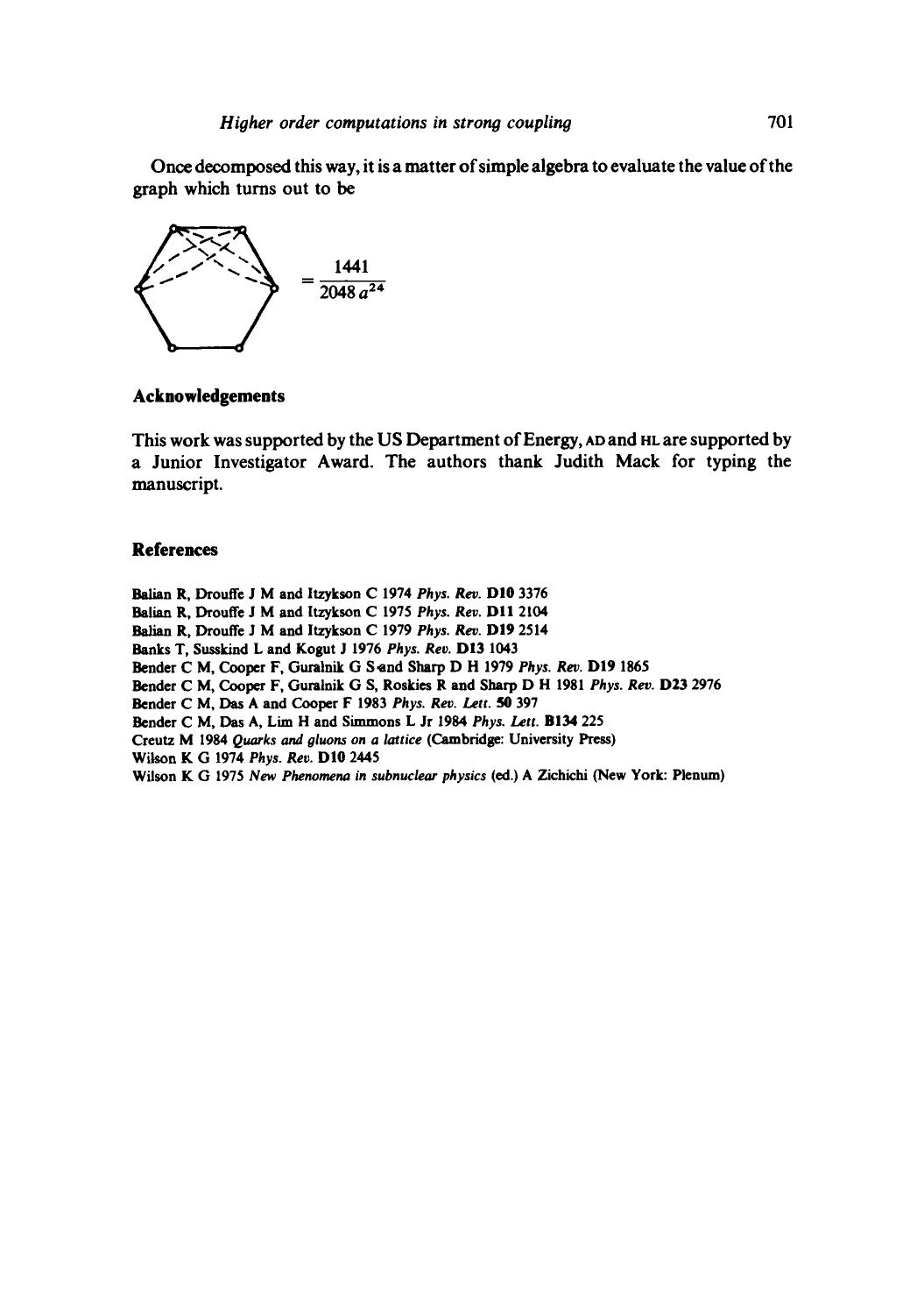Once decomposed this way, it is a matter of simple algebra to evaluate the value of the graph which turns out to be

$$= \frac{1441}{2048\, a^{24}}$$

## Acknowledgements

This work was supported by the US Department of Energy, AD and HL are supported by a Junior Investigator Award. The authors thank Judith Mack for typing the manuscript.

## References

Balian R, Drouffe J M and Itzykson C 1974 *Phys. Rev.* **D10** 3376
Balian R, Drouffe J M and Itzykson C 1975 *Phys. Rev.* **D11** 2104
Balian R, Drouffe J M and Itzykson C 1979 *Phys. Rev.* **D19** 2514
Banks T, Susskind L and Kogut J 1976 *Phys. Rev.* **D13** 1043
Bender C M, Cooper F, Guralnik G S and Sharp D H 1979 *Phys. Rev.* **D19** 1865
Bender C M, Cooper F, Guralnik G S, Roskies R and Sharp D H 1981 *Phys. Rev.* **D23** 2976
Bender C M, Das A and Cooper F 1983 *Phys. Rev. Lett.* **50** 397
Bender C M, Das A, Lim H and Simmons L Jr 1984 *Phys. Lett.* **B134** 225
Creutz M 1984 *Quarks and gluons on a lattice* (Cambridge: University Press)
Wilson K G 1974 *Phys. Rev.* **D10** 2445
Wilson K G 1975 *New Phenomena in subnuclear physics* (ed.) A Zichichi (New York: Plenum)